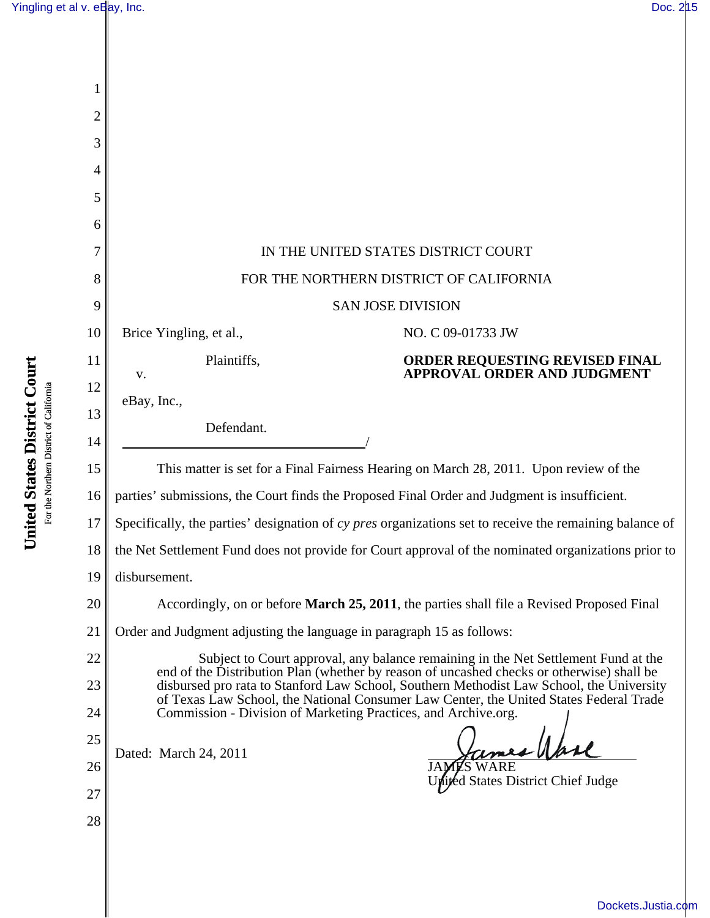IN THE UNITED STATES DISTRICT COURT

FOR THE NORTHERN DISTRICT OF CALIFORNIA

SAN JOSE DIVISION

Brice Yingling, et al.,

Plaintiffs,

v.

eBay, Inc.,

Defendant.

/

NO. C 09-01733 JW

**ORDER REQUESTING REVISED FINAL APPROVAL ORDER AND JUDGMENT**

This matter is set for a Final Fairness Hearing on March 28, 2011. Upon review of the parties' submissions, the Court finds the Proposed Final Order and Judgment is insufficient. Specifically, the parties' designation of *cy pres* organizations set to receive the remaining balance of the Net Settlement Fund does not provide for Court approval of the nominated organizations prior to disbursement.

Accordingly, on or before **March 25, 2011**, the parties shall file a Revised Proposed Final Order and Judgment adjusting the language in paragraph 15 as follows:

> Subject to Court approval, any balance remaining in the Net Settlement Fund at the end of the Distribution Plan (whether by reason of uncashed checks or otherwise) shall be disbursed pro rata to Stanford Law School, Southern Methodist Law School, the University of Texas Law School, the National Consumer Law Center, the United States Federal Trade Commission - Division of Marketing Practices, and Archive.org.

Dated: March 24, 2011

JAMES WARE
United States District Chief Judge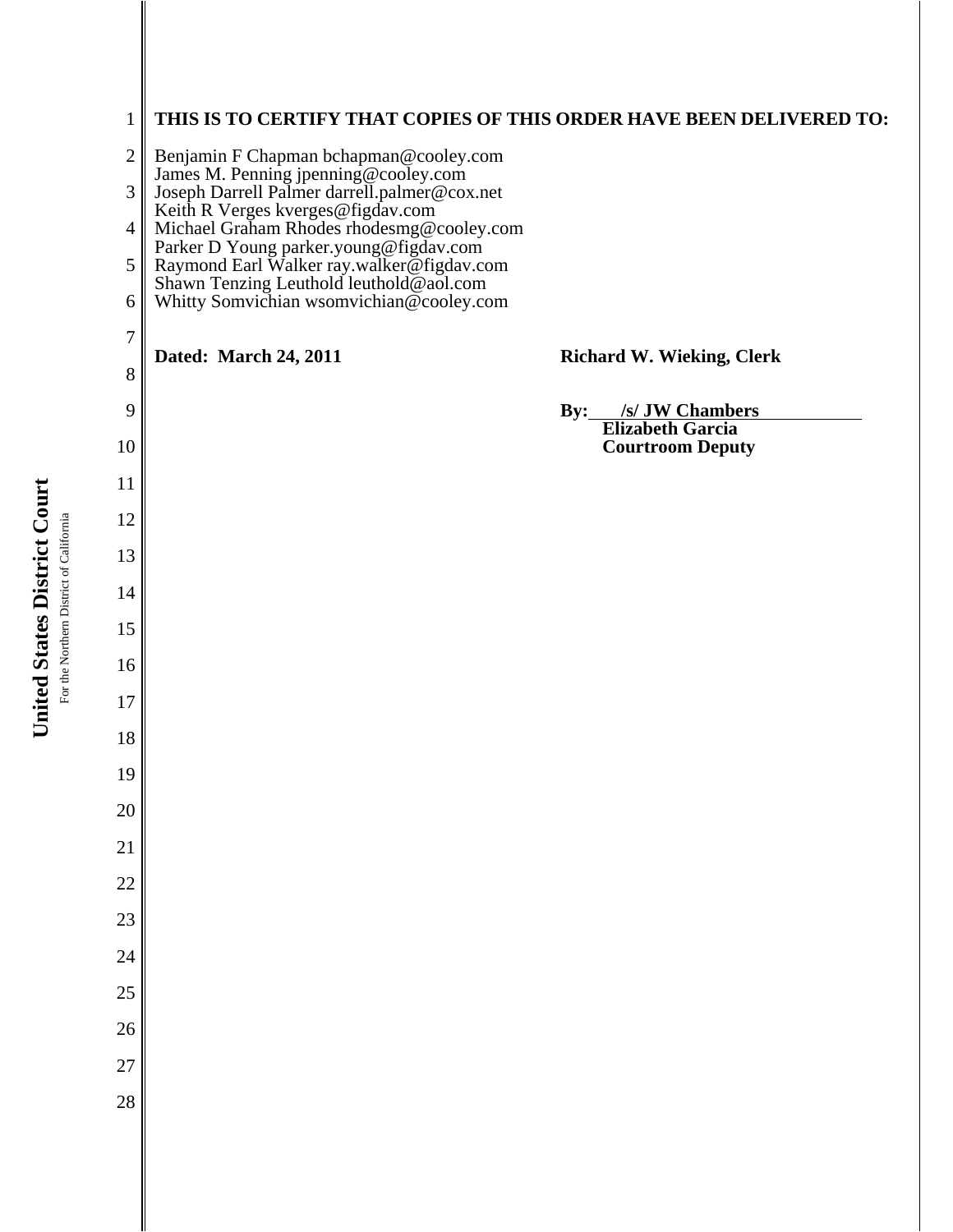**THIS IS TO CERTIFY THAT COPIES OF THIS ORDER HAVE BEEN DELIVERED TO:**

Benjamin F Chapman bchapman@cooley.com
James M. Penning jpenning@cooley.com
Joseph Darrell Palmer darrell.palmer@cox.net
Keith R Verges kverges@figdav.com
Michael Graham Rhodes rhodesmg@cooley.com
Parker D Young parker.young@figdav.com
Raymond Earl Walker ray.walker@figdav.com
Shawn Tenzing Leuthold leuthold@aol.com
Whitty Somvichian wsomvichian@cooley.com

**Dated: March 24, 2011**

**Richard W. Wieking, Clerk**

**By: /s/ JW Chambers**
**Elizabeth Garcia**
**Courtroom Deputy**